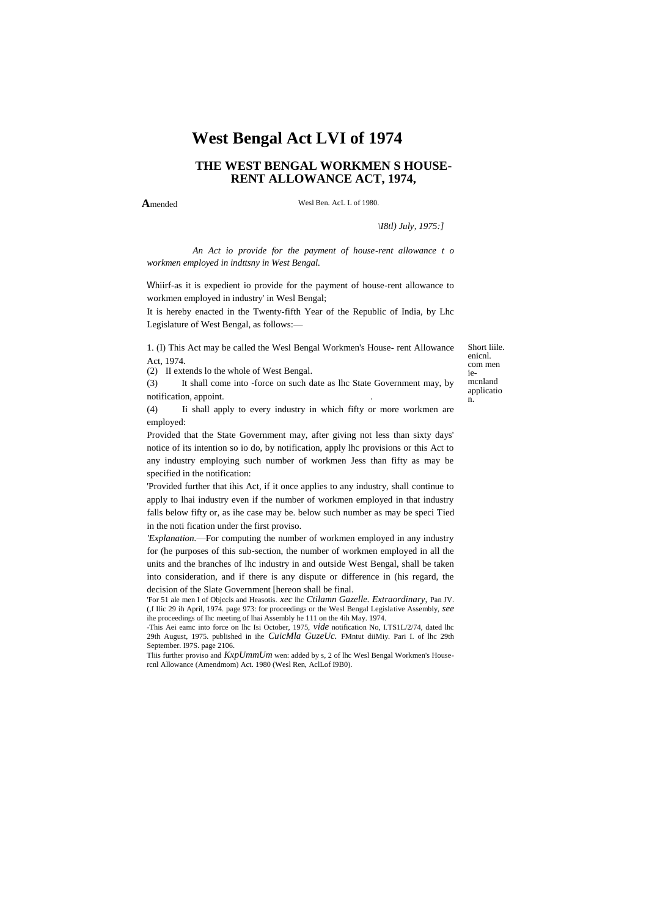# West Bengal Act LVI of 1974

## THE WEST BENGAL WORKMEN S HOUSE-RENT ALLOWANCE ACT, 1974,

**A**mended Wesl Ben. AcL L of 1980.

*\I8tl) July, 1975:]*

*An Act io provide for the payment of house-rent allowance t o workmen employed in indttsny in West Bengal.*

Whiirf-as it is expedient io provide for the payment of house-rent allowance to workmen employed in industry' in Wesl Bengal;

It is hereby enacted in the Twenty-fifth Year of the Republic of India, by Lhc Legislature of West Bengal, as follows:—

Short liile. enicnl. com men ie-mcnland applicatio n.

1. (I) This Act may be called the Wesl Bengal Workmen's House- rent Allowance Act, 1974.

(2) II extends lo the whole of West Bengal.

(3) It shall come into -force on such date as lhc State Government may, by notification, appoint.

(4) Ii shall apply to every industry in which fifty or more workmen are employed:

Provided that the State Government may, after giving not less than sixty days' notice of its intention so io do, by notification, apply lhc provisions or this Act to any industry employing such number of workmen Jess than fifty as may be specified in the notification:

'Provided further that ihis Act, if it once applies to any industry, shall continue to apply to lhai industry even if the number of workmen employed in that industry falls below fifty or, as ihe case may be. below such number as may be speci Tied in the noti fication under the first proviso.

*'Explanation.*—For computing the number of workmen employed in any industry for (he purposes of this sub-section, the number of workmen employed in all the units and the branches of lhc industry in and outside West Bengal, shall be taken into consideration, and if there is any dispute or difference in (his regard, the decision of the Slate Government [hereon shall be final.

'For 51 ale men I of Objccls and Heasotis. *xec* lhc *Ctilamn Gazelle. Extraordinary,* Pan JV. (,f Ilic 29 ih April, 1974. page 973: for proceedings or the Wesl Bengal Legislative Assembly, *see* ihe proceedings of lhc meeting of lhai Assembly he 111 on the 4ih May. 1974.

-This Aei eamc into force on lhc Isi October, 1975, *vide* notification No, I.TS1L/2/74, dated lhc 29th August, 1975. published in ihe *CuicMla GuzeUc.* FMntut diiMiy. Pari I. of lhc 29th September. I97S. page 2106.

Tliis further proviso and *KxpUmmUm* wen: added by s, 2 of lhc Wesl Bengal Workmen's House-rcnl Allowance (Amendmom) Act. 1980 (Wesl Ren, AclLof I9B0).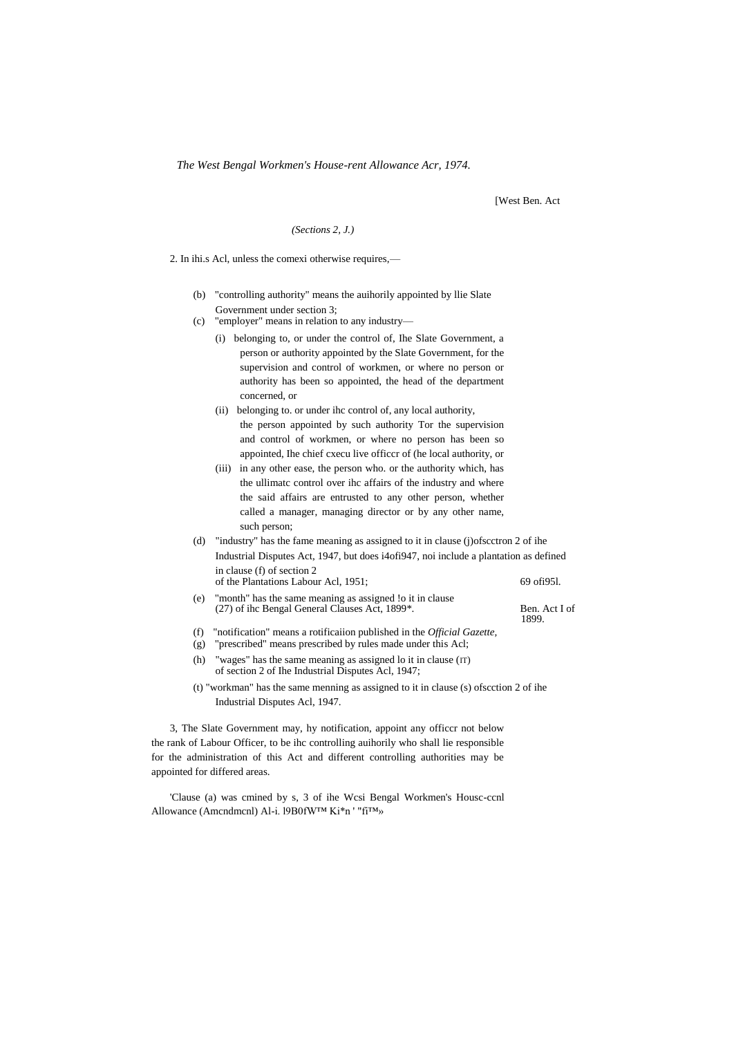*The West Bengal Workmen's House-rent Allowance Acr, 1974.*

[West Ben. Act

*(Sections 2, J.)*

2. In ihi.s Acl, unless the comexi otherwise requires,—

(b) "controlling authority" means the auihorily appointed by llie Slate Government under section 3;

(c) "employer" means in relation to any industry—

(i) belonging to, or under the control of, Ihe Slate Government, a person or authority appointed by the Slate Government, for the supervision and control of workmen, or where no person or authority has been so appointed, the head of the department concerned, or

(ii) belonging to. or under ihc control of, any local authority, the person appointed by such authority Tor the supervision and control of workmen, or where no person has been so appointed, Ihe chief cxecu live officcr of (he local authority, or

(iii) in any other ease, the person who. or the authority which, has the ullimatc control over ihc affairs of the industry and where the said affairs are entrusted to any other person, whether called a manager, managing director or by any other name, such person;

(d) "industry" has the fame meaning as assigned to it in clause (j)ofscctron 2 of ihe Industrial Disputes Act, 1947, but does i4ofi947, noi include a plantation as defined in clause (f) of section 2 of the Plantations Labour Acl, 1951; 69 ofi95l.

(e) "month" has the same meaning as assigned !o it in clause (27) of ihc Bengal General Clauses Act, 1899*. Ben. Act I of 1899.

(f) "notification" means a rotificaiion published in the *Official Gazette,*

(g) "prescribed" means prescribed by rules made under this Acl;

(h) "wages" has the same meaning as assigned lo it in clause (IT) of section 2 of Ihe Industrial Disputes Acl, 1947;

(t) "workman" has the same menning as assigned to it in clause (s) ofscction 2 of ihe Industrial Disputes Acl, 1947.

3, The Slate Government may, hy notification, appoint any officcr not below the rank of Labour Officer, to be ihc controlling auihorily who shall lie responsible for the administration of this Act and different controlling authorities may be appointed for differed areas.

'Clause (a) was cmined by s, 3 of ihe Wcsi Bengal Workmen's Housc-ccnl Allowance (Amcndmcnl) Al-i. l9B0fW™ Ki*n ' "fi™»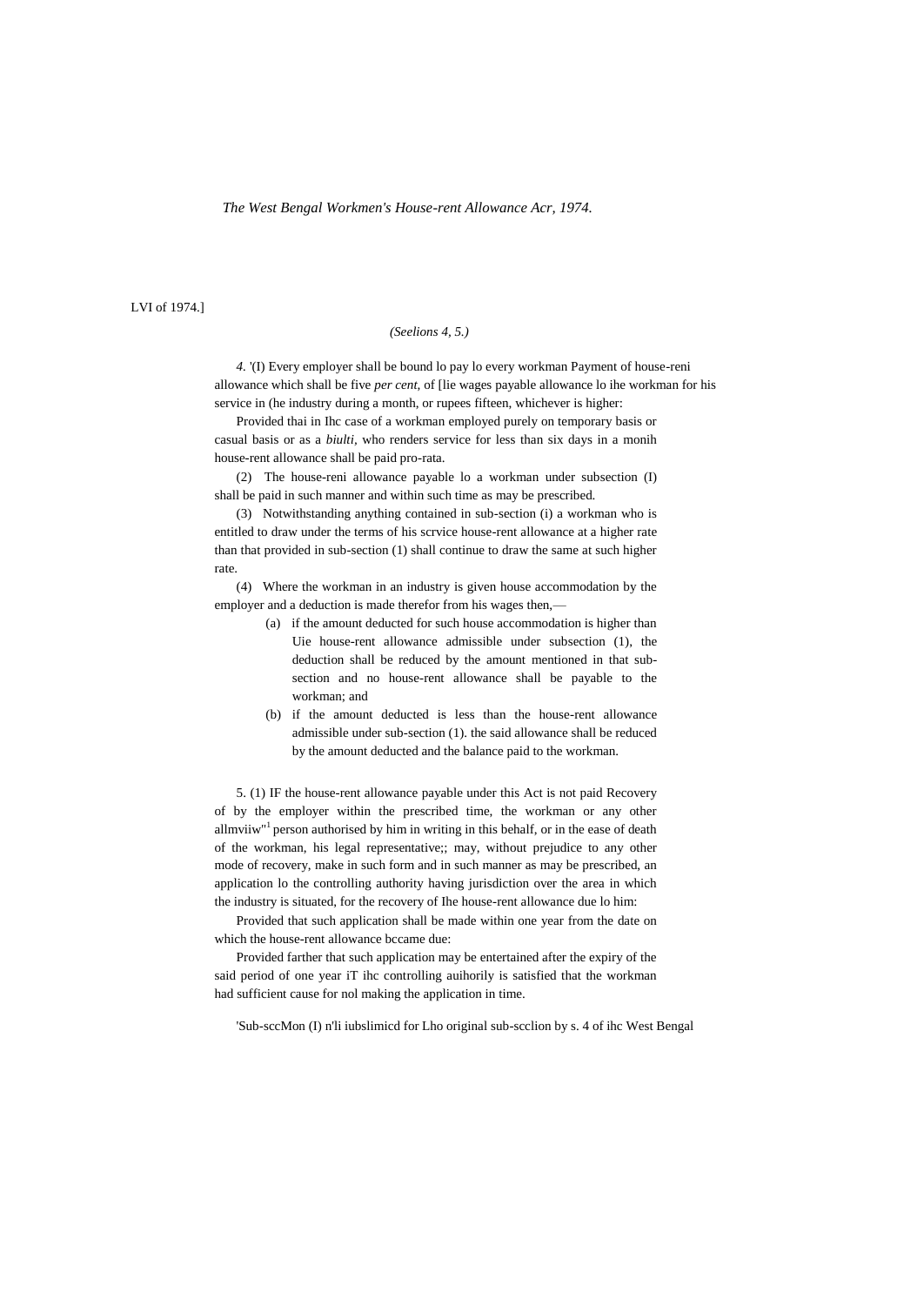*The West Bengal Workmen's House-rent Allowance Acr, 1974.*

LVI of 1974.]

*(Seelions 4, 5.)*

*4.* '(I) Every employer shall be bound lo pay lo every workman Payment of house-reni allowance which shall be five *per cent,* of [lie wages payable allowance lo ihe workman for his service in (he industry during a month, or rupees fifteen, whichever is higher:

Provided thai in Ihc case of a workman employed purely on temporary basis or casual basis or as a *biulti,* who renders service for less than six days in a monih house-rent allowance shall be paid pro-rata.

(2) The house-reni allowance payable lo a workman under subsection (I) shall be paid in such manner and within such time as may be prescribed.

(3) Notwithstanding anything contained in sub-section (i) a workman who is entitled to draw under the terms of his scrvice house-rent allowance at a higher rate than that provided in sub-section (1) shall continue to draw the same at such higher rate.

(4) Where the workman in an industry is given house accommodation by the employer and a deduction is made therefor from his wages then,—

(a) if the amount deducted for such house accommodation is higher than Uie house-rent allowance admissible under subsection (1), the deduction shall be reduced by the amount mentioned in that sub-section and no house-rent allowance shall be payable to the workman; and

(b) if the amount deducted is less than the house-rent allowance admissible under sub-section (1). the said allowance shall be reduced by the amount deducted and the balance paid to the workman.

5. (1) IF the house-rent allowance payable under this Act is not paid Recovery of by the employer within the prescribed time, the workman or any other allmviiw"[1] person authorised by him in writing in this behalf, or in the ease of death of the workman, his legal representative;; may, without prejudice to any other mode of recovery, make in such form and in such manner as may be prescribed, an application lo the controlling authority having jurisdiction over the area in which the industry is situated, for the recovery of Ihe house-rent allowance due lo him:

Provided that such application shall be made within one year from the date on which the house-rent allowance bccame due:

Provided farther that such application may be entertained after the expiry of the said period of one year iT ihc controlling auihorily is satisfied that the workman had sufficient cause for nol making the application in time.

'Sub-sccMon (I) n'li iubslimicd for Lho original sub-scclion by s. 4 of ihc West Bengal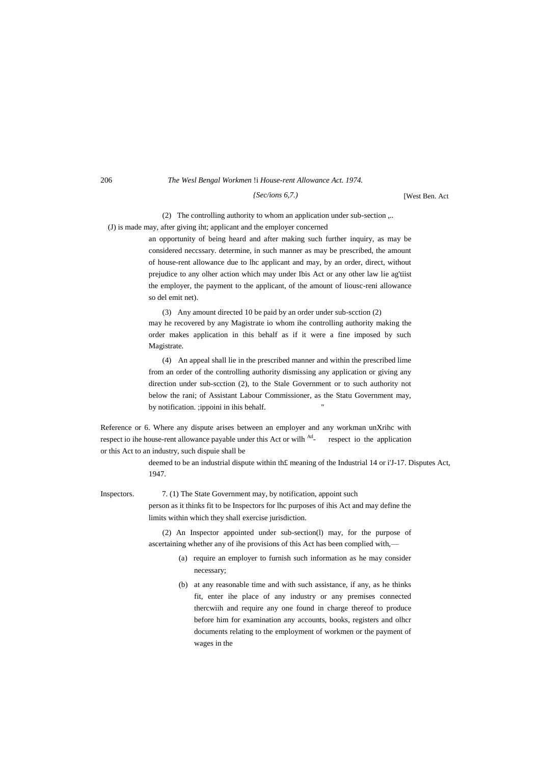(2) The controlling authority to whom an application under sub-section ,.. (J) is made may, after giving iht; applicant and the employer concerned an opportunity of being heard and after making such further inquiry, as may be considered neccssary. determine, in such manner as may be prescribed, the amount of house-rent allowance due to lhc applicant and may, by an order, direct, without prejudice to any olher action which may under Ibis Act or any other law lie ag'tiist the employer, the payment to the applicant, of the amount of liousc-reni allowance so del emit net).

(3) Any amount directed 10 be paid by an order under sub-scction (2) may he recovered by any Magistrate io whom ihe controlling authority making the order makes application in this behalf as if it were a fine imposed by such Magistrate.

(4) An appeal shall lie in the prescribed manner and within the prescribed lime from an order of the controlling authority dismissing any application or giving any direction under sub-scction (2), to the Stale Government or to such authority not below the rani; of Assistant Labour Commissioner, as the Statu Government may, by notification. ;ippoini in ihis behalf.

Reference or 6. Where any dispute arises between an employer and any workman unXrihc with respect io ihe house-rent allowance payable under this Act or wilh Atl- respect io the application or this Act to an industry, such dispuie shall be deemed to be an industrial dispute within th£ meaning of the Industrial 14 or i'J-17. Disputes Act, 1947.

Inspectors. 7. (1) The State Government may, by notification, appoint such person as it thinks fit to be Inspectors for lhc purposes of ihis Act and may define the limits within which they shall exercise jurisdiction.

(2) An Inspector appointed under sub-section(l) may, for the purpose of ascertaining whether any of ihe provisions of this Act has been complied with,—

(a) require an employer to furnish such information as he may consider necessary;

(b) at any reasonable time and with such assistance, if any, as he thinks fit, enter ihe place of any industry or any premises connected thercwiih and require any one found in charge thereof to produce before him for examination any accounts, books, registers and olhcr documents relating to the employment of workmen or the payment of wages in the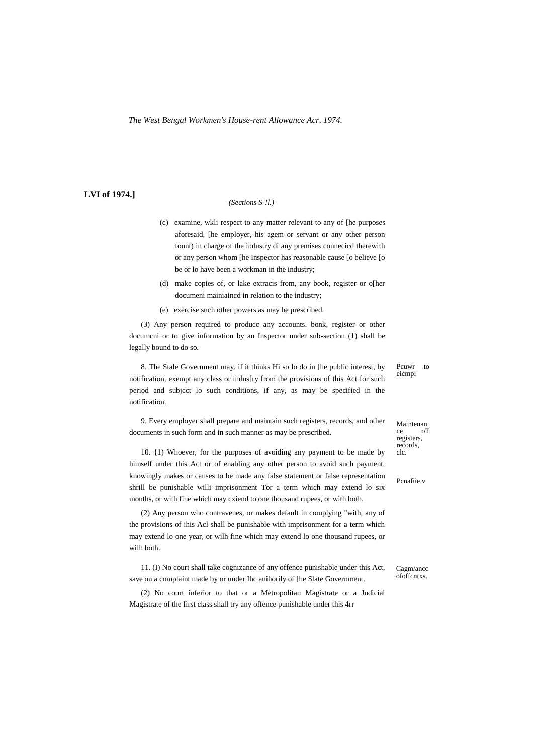(c) examine, wkli respect to any matter relevant to any of [he purposes aforesaid, [he employer, his agem or servant or any other person fount) in charge of the industry di any premises connecicd therewith or any person whom [he Inspector has reasonable cause [o believe [o be or lo have been a workman in the industry;

(d) make copies of, or lake extracis from, any book, register or o[her documeni mainiaincd in relation to the industry;

(e) exercise such other powers as may be prescribed.

(3) Any person required to producc any accounts. bonk, register or other documcni or to give information by an Inspector under sub-section (1) shall be legally bound to do so.

Pcuwr to eicmpl

8. The Stale Government may. if it thinks Hi so lo do in [he public interest, by notification, exempt any class or indus[ry from the provisions of this Act for such period and subjcct lo such conditions, if any, as may be specified in the notification.

Maintenance oT registers, records, clc.

9. Every employer shall prepare and maintain such registers, records, and other documents in such form and in such manner as may be prescribed.

Pcnafiie.v

10. {1) Whoever, for the purposes of avoiding any payment to be made by himself under this Act or of enabling any other person to avoid such payment, knowingly makes or causes to be made any false statement or false representation shrill be punishable willi imprisonment Tor a term which may extend lo six months, or with fine which may cxiend to one thousand rupees, or with both.

(2) Any person who contravenes, or makes default in complying "with, any of the provisions of ihis Acl shall be punishable with imprisonment for a term which may extend lo one year, or wilh fine which may extend lo one thousand rupees, or wilh both.

Cagm/ancc ofoffcntxs.

11. (I) No court shall take cognizance of any offence punishable under this Act, save on a complaint made by or under Ihc auihorily of [he Slate Government.

(2) No court inferior to that or a Metropolitan Magistrate or a Judicial Magistrate of the first class shall try any offence punishable under this 4rr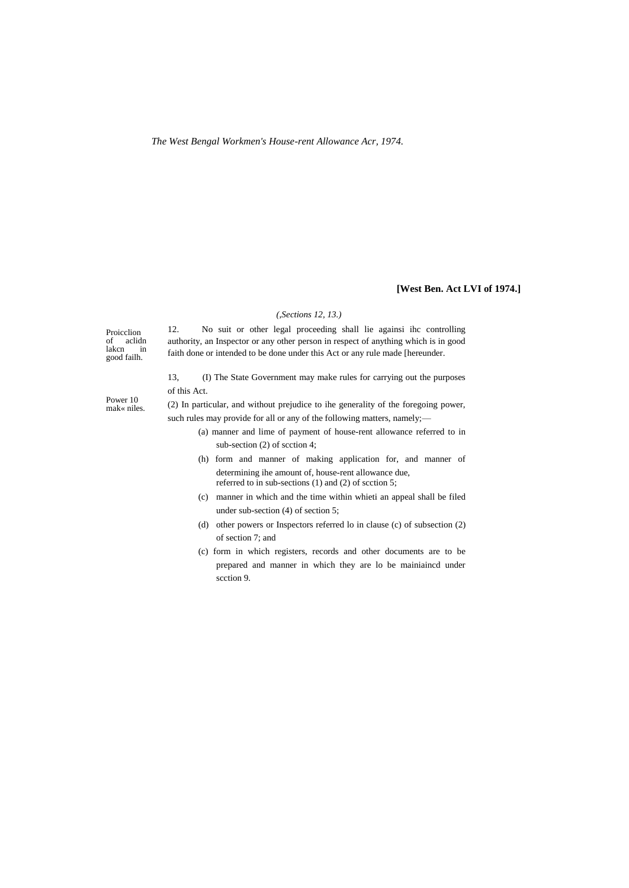*The West Bengal Workmen's House-rent Allowance Acr, 1974.*

**[West Ben. Act LVI of 1974.]**

*(,Sections 12, 13.)*

Proicclion of aclidn lakcn in good failh.

12. No suit or other legal proceeding shall lie againsi ihc controlling authority, an Inspector or any other person in respect of anything which is in good faith done or intended to be done under this Act or any rule made [hereunder.

Power 10 mak« niles.

13, (I) The State Government may make rules for carrying out the purposes of this Act.

(2) In particular, and without prejudice to ihe generality of the foregoing power, such rules may provide for all or any of the following matters, namely;—

(a) manner and lime of payment of house-rent allowance referred to in sub-section (2) of scction 4;

(h) form and manner of making application for, and manner of determining ihe amount of, house-rent allowance due, referred to in sub-sections (1) and (2) of scction 5;

(c) manner in which and the time within whieti an appeal shall be filed under sub-section (4) of section 5;

(d) other powers or Inspectors referred lo in clause (c) of subsection (2) of section 7; and

(c) form in which registers, records and other documents are to be prepared and manner in which they are lo be mainiaincd under scction 9.